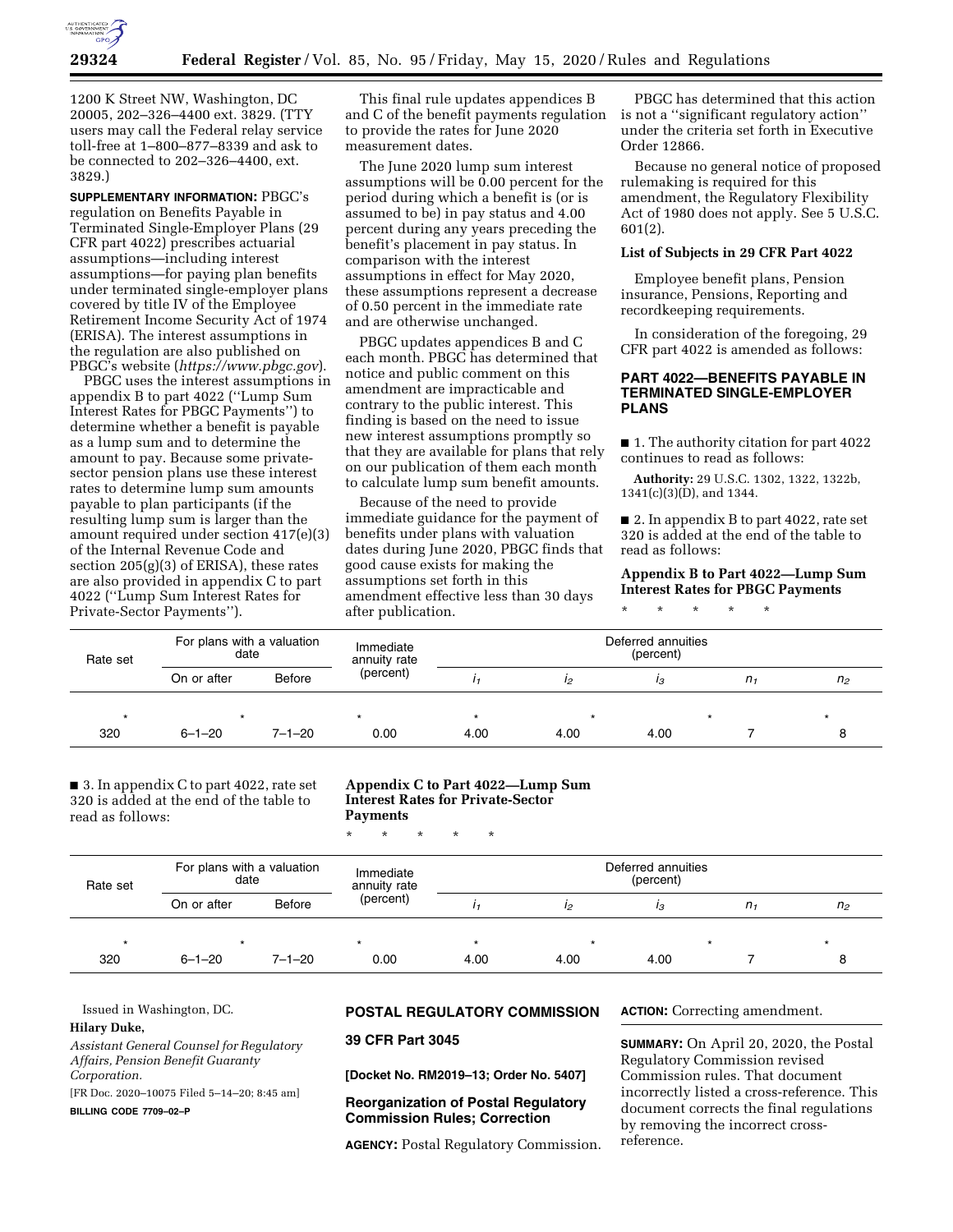1200 K Street NW, Washington, DC 20005, 202–326–4400 ext. 3829. (TTY users may call the Federal relay service toll-free at 1–800–877–8339 and ask to be connected to 202–326–4400, ext. 3829.)

**SUPPLEMENTARY INFORMATION:** PBGC's regulation on Benefits Payable in Terminated Single-Employer Plans (29 CFR part 4022) prescribes actuarial assumptions—including interest assumptions—for paying plan benefits under terminated single-employer plans covered by title IV of the Employee Retirement Income Security Act of 1974 (ERISA). The interest assumptions in the regulation are also published on PBGC's website (*https://www.pbgc.gov*).

PBGC uses the interest assumptions in appendix B to part 4022 (''Lump Sum Interest Rates for PBGC Payments'') to determine whether a benefit is payable as a lump sum and to determine the amount to pay. Because some private-sector pension plans use these interest rates to determine lump sum amounts payable to plan participants (if the resulting lump sum is larger than the amount required under section 417(e)(3) of the Internal Revenue Code and section 205(g)(3) of ERISA), these rates are also provided in appendix C to part 4022 (''Lump Sum Interest Rates for Private-Sector Payments'').

This final rule updates appendices B and C of the benefit payments regulation to provide the rates for June 2020 measurement dates.

The June 2020 lump sum interest assumptions will be 0.00 percent for the period during which a benefit is (or is assumed to be) in pay status and 4.00 percent during any years preceding the benefit's placement in pay status. In comparison with the interest assumptions in effect for May 2020, these assumptions represent a decrease of 0.50 percent in the immediate rate and are otherwise unchanged.

PBGC updates appendices B and C each month. PBGC has determined that notice and public comment on this amendment are impracticable and contrary to the public interest. This finding is based on the need to issue new interest assumptions promptly so that they are available for plans that rely on our publication of them each month to calculate lump sum benefit amounts.

Because of the need to provide immediate guidance for the payment of benefits under plans with valuation dates during June 2020, PBGC finds that good cause exists for making the assumptions set forth in this amendment effective less than 30 days after publication.

PBGC has determined that this action is not a ''significant regulatory action'' under the criteria set forth in Executive Order 12866.

Because no general notice of proposed rulemaking is required for this amendment, the Regulatory Flexibility Act of 1980 does not apply. See 5 U.S.C. 601(2).

**List of Subjects in 29 CFR Part 4022**

Employee benefit plans, Pension insurance, Pensions, Reporting and recordkeeping requirements.

In consideration of the foregoing, 29 CFR part 4022 is amended as follows:

## PART 4022—BENEFITS PAYABLE IN TERMINATED SINGLE-EMPLOYER PLANS

■ 1. The authority citation for part 4022 continues to read as follows:

**Authority:** 29 U.S.C. 1302, 1322, 1322b, 1341(c)(3)(D), and 1344.

■ 2. In appendix B to part 4022, rate set 320 is added at the end of the table to read as follows:

**Appendix B to Part 4022—Lump Sum Interest Rates for PBGC Payments**

\* \* \* \* \*

| Rate set | For plans with a valuation date | | Immediate annuity rate (percent) | Deferred annuities (percent) | | | | |
|---|---|---|---|---|---|---|---|---|
| | On or after | Before | | $i_1$ | $i_2$ | $i_3$ | $n_1$ | $n_2$ |
| * | * | | * | * | * | * | * | * |
| 320 | 6–1–20 | 7–1–20 | 0.00 | 4.00 | 4.00 | 4.00 | 7 | 8 |

■ 3. In appendix C to part 4022, rate set 320 is added at the end of the table to read as follows:

**Appendix C to Part 4022—Lump Sum Interest Rates for Private-Sector Payments**

\* \* \* \* \*

| Rate set | For plans with a valuation date | | Immediate annuity rate (percent) | Deferred annuities (percent) | | | | |
|---|---|---|---|---|---|---|---|---|
| | On or after | Before | | $i_1$ | $i_2$ | $i_3$ | $n_1$ | $n_2$ |
| * | * | | * | * | * | * | * | * |
| 320 | 6–1–20 | 7–1–20 | 0.00 | 4.00 | 4.00 | 4.00 | 7 | 8 |

Issued in Washington, DC.

**Hilary Duke,**

*Assistant General Counsel for Regulatory Affairs, Pension Benefit Guaranty Corporation.*

[FR Doc. 2020–10075 Filed 5–14–20; 8:45 am]

**BILLING CODE 7709–02–P**

## POSTAL REGULATORY COMMISSION

### 39 CFR Part 3045

**[Docket No. RM2019–13; Order No. 5407]**

### Reorganization of Postal Regulatory Commission Rules; Correction

**AGENCY:** Postal Regulatory Commission.

**ACTION:** Correcting amendment.

**SUMMARY:** On April 20, 2020, the Postal Regulatory Commission revised Commission rules. That document incorrectly listed a cross-reference. This document corrects the final regulations by removing the incorrect cross-reference.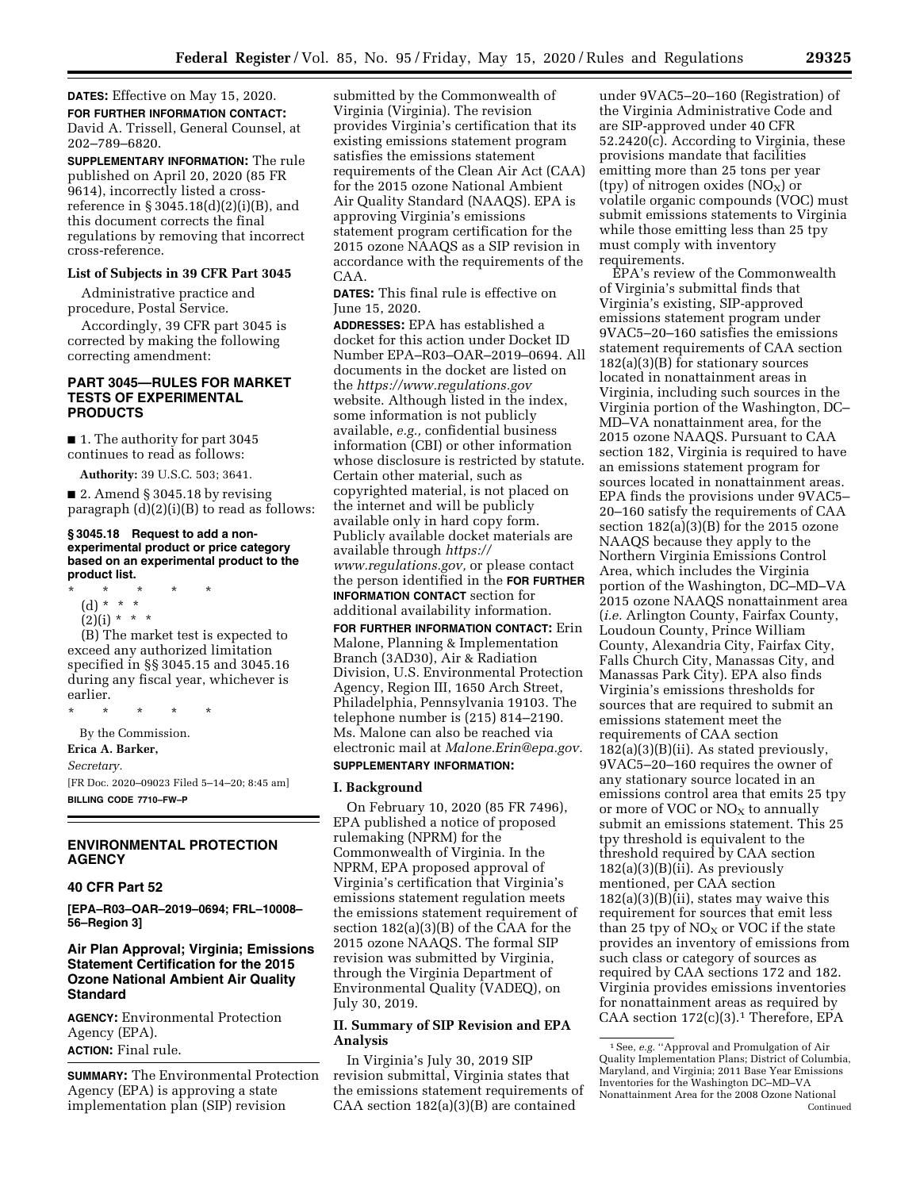**DATES:** Effective on May 15, 2020.

**FOR FURTHER INFORMATION CONTACT:** David A. Trissell, General Counsel, at 202–789–6820.

**SUPPLEMENTARY INFORMATION:** The rule published on April 20, 2020 (85 FR 9614), incorrectly listed a cross-reference in § 3045.18(d)(2)(i)(B), and this document corrects the final regulations by removing that incorrect cross-reference.

### List of Subjects in 39 CFR Part 3045

Administrative practice and procedure, Postal Service.

Accordingly, 39 CFR part 3045 is corrected by making the following correcting amendment:

## PART 3045—RULES FOR MARKET TESTS OF EXPERIMENTAL PRODUCTS

■ 1. The authority for part 3045 continues to read as follows:

**Authority:** 39 U.S.C. 503; 3641.

■ 2. Amend § 3045.18 by revising paragraph (d)(2)(i)(B) to read as follows:

**§ 3045.18 Request to add a non-experimental product or price category based on an experimental product to the product list.**

\* \* \* \* \*

(d) \* \* \*

(2)(i) \* \* \*

(B) The market test is expected to exceed any authorized limitation specified in §§ 3045.15 and 3045.16 during any fiscal year, whichever is earlier.

\* \* \* \* \*

By the Commission.

**Erica A. Barker,**

*Secretary.*

[FR Doc. 2020–09023 Filed 5–14–20; 8:45 am]

**BILLING CODE 7710–FW–P**

---

## ENVIRONMENTAL PROTECTION AGENCY

### 40 CFR Part 52

**[EPA–R03–OAR–2019–0694; FRL–10008–56–Region 3]**

## Air Plan Approval; Virginia; Emissions Statement Certification for the 2015 Ozone National Ambient Air Quality Standard

**AGENCY:** Environmental Protection Agency (EPA).

**ACTION:** Final rule.

**SUMMARY:** The Environmental Protection Agency (EPA) is approving a state implementation plan (SIP) revision submitted by the Commonwealth of Virginia (Virginia). The revision provides Virginia's certification that its existing emissions statement program satisfies the emissions statement requirements of the Clean Air Act (CAA) for the 2015 ozone National Ambient Air Quality Standard (NAAQS). EPA is approving Virginia's emissions statement program certification for the 2015 ozone NAAQS as a SIP revision in accordance with the requirements of the CAA.

**DATES:** This final rule is effective on June 15, 2020.

**ADDRESSES:** EPA has established a docket for this action under Docket ID Number EPA–R03–OAR–2019–0694. All documents in the docket are listed on the *https://www.regulations.gov* website. Although listed in the index, some information is not publicly available, *e.g.,* confidential business information (CBI) or other information whose disclosure is restricted by statute. Certain other material, such as copyrighted material, is not placed on the internet and will be publicly available only in hard copy form. Publicly available docket materials are available through *https://www.regulations.gov,* or please contact the person identified in the **FOR FURTHER INFORMATION CONTACT** section for additional availability information.

**FOR FURTHER INFORMATION CONTACT:** Erin Malone, Planning & Implementation Branch (3AD30), Air & Radiation Division, U.S. Environmental Protection Agency, Region III, 1650 Arch Street, Philadelphia, Pennsylvania 19103. The telephone number is (215) 814–2190. Ms. Malone can also be reached via electronic mail at *Malone.Erin@epa.gov.*

**SUPPLEMENTARY INFORMATION:**

### I. Background

On February 10, 2020 (85 FR 7496), EPA published a notice of proposed rulemaking (NPRM) for the Commonwealth of Virginia. In the NPRM, EPA proposed approval of Virginia's certification that Virginia's emissions statement regulation meets the emissions statement requirement of section 182(a)(3)(B) of the CAA for the 2015 ozone NAAQS. The formal SIP revision was submitted by Virginia, through the Virginia Department of Environmental Quality (VADEQ), on July 30, 2019.

### II. Summary of SIP Revision and EPA Analysis

In Virginia's July 30, 2019 SIP revision submittal, Virginia states that the emissions statement requirements of CAA section 182(a)(3)(B) are contained under 9VAC5–20–160 (Registration) of the Virginia Administrative Code and are SIP-approved under 40 CFR 52.2420(c). According to Virginia, these provisions mandate that facilities emitting more than 25 tons per year (tpy) of nitrogen oxides ($NO_X$) or volatile organic compounds (VOC) must submit emissions statements to Virginia while those emitting less than 25 tpy must comply with inventory requirements.

EPA's review of the Commonwealth of Virginia's submittal finds that Virginia's existing, SIP-approved emissions statement program under 9VAC5–20–160 satisfies the emissions statement requirements of CAA section 182(a)(3)(B) for stationary sources located in nonattainment areas in Virginia, including such sources in the Virginia portion of the Washington, DC–MD–VA nonattainment area, for the 2015 ozone NAAQS. Pursuant to CAA section 182, Virginia is required to have an emissions statement program for sources located in nonattainment areas. EPA finds the provisions under 9VAC5–20–160 satisfy the requirements of CAA section 182(a)(3)(B) for the 2015 ozone NAAQS because they apply to the Northern Virginia Emissions Control Area, which includes the Virginia portion of the Washington, DC–MD–VA 2015 ozone NAAQS nonattainment area (*i.e.* Arlington County, Fairfax County, Loudoun County, Prince William County, Alexandria City, Fairfax City, Falls Church City, Manassas City, and Manassas Park City). EPA also finds Virginia's emissions thresholds for sources that are required to submit an emissions statement meet the requirements of CAA section 182(a)(3)(B)(ii). As stated previously, 9VAC5–20–160 requires the owner of any stationary source located in an emissions control area that emits 25 tpy or more of VOC or $NO_X$ to annually submit an emissions statement. This 25 tpy threshold is equivalent to the threshold required by CAA section 182(a)(3)(B)(ii). As previously mentioned, per CAA section 182(a)(3)(B)(ii), states may waive this requirement for sources that emit less than 25 tpy of $NO_X$ or VOC if the state provides an inventory of emissions from such class or category of sources as required by CAA sections 172 and 182. Virginia provides emissions inventories for nonattainment areas as required by CAA section 172(c)(3).[1] Therefore, EPA

[1] See, *e.g.* "Approval and Promulgation of Air Quality Implementation Plans; District of Columbia, Maryland, and Virginia; 2011 Base Year Emissions Inventories for the Washington DC–MD–VA Nonattainment Area for the 2008 Ozone National
Continued